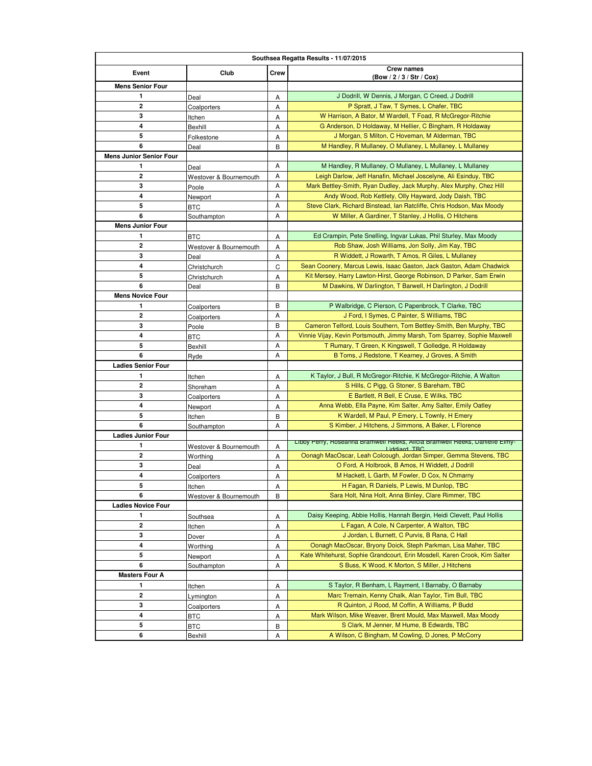| Southsea Regatta Results - 11/07/2015 | | | |
|---|---|---|---|
| **Event** | **Club** | **Crew** | **Crew names (Bow / 2 / 3 / Str / Cox)** |
| **Mens Senior Four** | | | |
| 1 | Deal | A | J Dodrill, W Dennis, J Morgan, C Creed, J Dodrill |
| 2 | Coalporters | A | P Spratt, J Taw, T Symes, L Chafer, TBC |
| 3 | Itchen | A | W Harrison, A Bator, M Wardell, T Foad, R McGregor-Ritchie |
| 4 | Bexhill | A | G Anderson, D Holdaway, M Hellier, C Bingham, R Holdaway |
| 5 | Folkestone | A | J Morgan, S Milton, C Hoveman, M Alderman, TBC |
| 6 | Deal | B | M Handley, R Mullaney, O Mullaney, L Mullaney, L Mullaney |
| **Mens Junior Senior Four** | | | |
| 1 | Deal | A | M Handley, R Mullaney, O Mullaney, L Mullaney, L Mullaney |
| 2 | Westover & Bournemouth | A | Leigh Darlow, Jeff Hanafin, Michael Joscelyne, Ali Esinduy, TBC |
| 3 | Poole | A | Mark Bettley-Smith, Ryan Dudley, Jack Murphy, Alex Murphy, Chez Hill |
| 4 | Newport | A | Andy Wood, Rob Kettlety, Olly Hayward, Jody Daish, TBC |
| 5 | BTC | A | Steve Clark, Richard Binstead, Ian Ratcliffe, Chris Hodson, Max Moody |
| 6 | Southampton | A | W Miller, A Gardiner, T Stanley, J Hollis, O Hitchens |
| **Mens Junior Four** | | | |
| 1 | BTC | A | Ed Crampin, Pete Snelling, Ingvar Lukas, Phil Sturley, Max Moody |
| 2 | Westover & Bournemouth | A | Rob Shaw, Josh Williams, Jon Solly, Jim Kay, TBC |
| 3 | Deal | A | R Widdett, J Rowarth, T Amos, R Giles, L Mullaney |
| 4 | Christchurch | C | Sean Coonery, Marcus Lewis, Isaac Gaston, Jack Gaston, Adam Chadwick |
| 5 | Christchurch | A | Kit Mersey, Harry Lawton-Hirst, George Robinson, D Parker, Sam Erwin |
| 6 | Deal | B | M Dawkins, W Darlington, T Barwell, H Darlington, J Dodrill |
| **Mens Novice Four** | | | |
| 1 | Coalporters | B | P Walbridge, C Pierson, C Papenbrock, T Clarke, TBC |
| 2 | Coalporters | A | J Ford, I Symes, C Painter, S Williams, TBC |
| 3 | Poole | B | Cameron Telford, Louis Southern, Tom Bettley-Smith, Ben Murphy, TBC |
| 4 | BTC | A | Vinnie Vijay, Kevin Portsmouth, Jimmy Marsh, Tom Sparrey, Sophie Maxwell |
| 5 | Bexhill | A | T Rumary, T Green, K Kingswell, T Golledge, R Holdaway |
| 6 | Ryde | A | B Toms, J Redstone, T Kearney, J Groves, A Smith |
| **Ladies Senior Four** | | | |
| 1 | Itchen | A | K Taylor, J Bull, R McGregor-Ritchie, K McGregor-Ritchie, A Walton |
| 2 | Shoreham | A | S Hills, C Pigg, G Stoner, S Bareham, TBC |
| 3 | Coalporters | A | E Bartlett, R Bell, E Cruse, E Wilks, TBC |
| 4 | Newport | A | Anna Webb, Ella Payne, Kim Salter, Amy Salter, Emily Oatley |
| 5 | Itchen | B | K Wardell, M Paul, P Emery, L Townly, H Emery |
| 6 | Southampton | A | S Kimber, J Hitchens, J Simmons, A Baker, L Florence |
| **Ladies Junior Four** | | | |
| 1 | Westover & Bournemouth | A | Libby Perry, Roseanna Bramwell Reeks, Alicia Bramwell Reeks, Danielle Elmy-Liddiard, TBC |
| 2 | Worthing | A | Oonagh MacOscar, Leah Colcough, Jordan Simper, Gemma Stevens, TBC |
| 3 | Deal | A | O Ford, A Holbrook, B Amos, H Widdett, J Dodrill |
| 4 | Coalporters | A | M Hackett, L Garth, M Fowler, D Cox, N Chmarny |
| 5 | Itchen | A | H Fagan, R Daniels, P Lewis, M Dunlop, TBC |
| 6 | Westover & Bournemouth | B | Sara Holt, Nina Holt, Anna Binley, Clare Rimmer, TBC |
| **Ladies Novice Four** | | | |
| 1 | Southsea | A | Daisy Keeping, Abbie Hollis, Hannah Bergin, Heidi Clevett, Paul Hollis |
| 2 | Itchen | A | L Fagan, A Cole, N Carpenter, A Walton, TBC |
| 3 | Dover | A | J Jordan, L Burnett, C Purvis, B Rana, C Hall |
| 4 | Worthing | A | Oonagh MacOscar, Bryony Doick, Steph Parkman, Lisa Maher, TBC |
| 5 | Newport | A | Kate Whitehurst, Sophie Grandcourt, Erin Mosdell, Karen Crook, Kim Salter |
| 6 | Southampton | A | S Buss, K Wood, K Morton, S Miller, J Hitchens |
| **Masters Four A** | | | |
| 1 | Itchen | A | S Taylor, R Benham, L Rayment, I Barnaby, O Barnaby |
| 2 | Lymington | A | Marc Tremain, Kenny Chalk, Alan Taylor, Tim Bull, TBC |
| 3 | Coalporters | A | R Quinton, J Rood, M Coffin, A Williams, P Budd |
| 4 | BTC | A | Mark Wilson, Mike Weaver, Brent Mould, Max Maxwell, Max Moody |
| 5 | BTC | B | S Clark, M Jenner, M Hume, B Edwards, TBC |
| 6 | Bexhill | A | A Wilson, C Bingham, M Cowling, D Jones, P McCorry |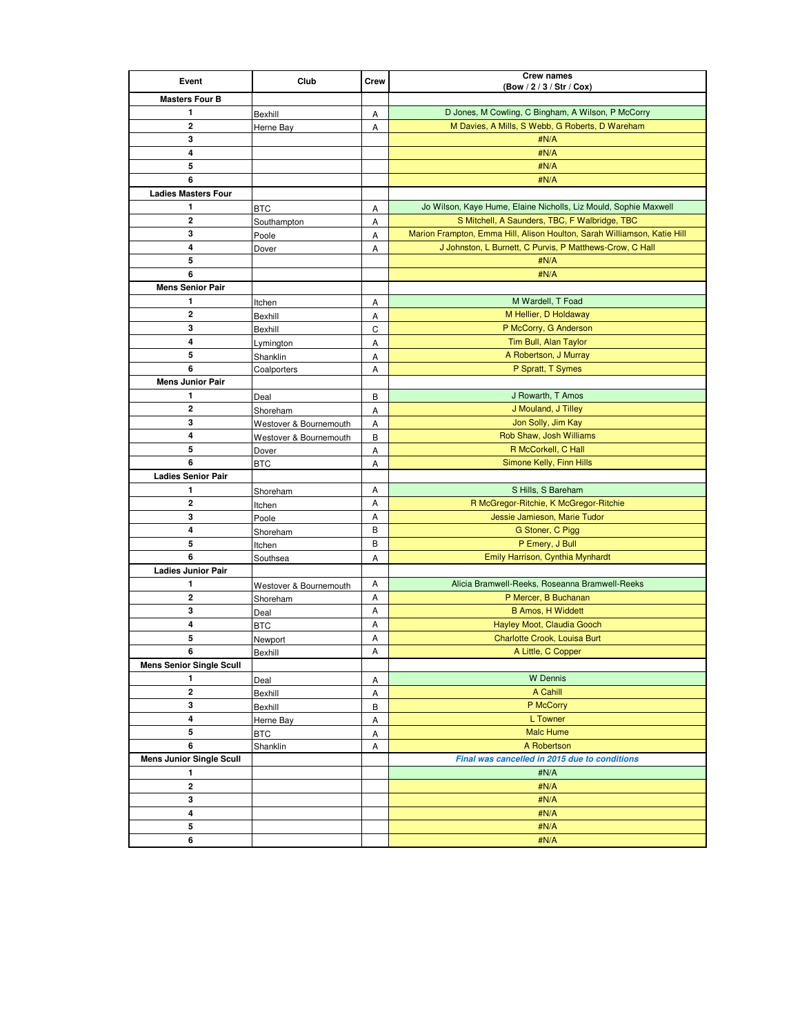| Event | Club | Crew | Crew names (Bow / 2 / 3 / Str / Cox) |
|---|---|---|---|
| **Masters Four B** | | | |
| **1** | Bexhill | A | D Jones, M Cowling, C Bingham, A Wilson, P McCorry |
| **2** | Herne Bay | A | M Davies, A Mills, S Webb, G Roberts, D Wareham |
| **3** | | | #N/A |
| **4** | | | #N/A |
| **5** | | | #N/A |
| **6** | | | #N/A |
| **Ladies Masters Four** | | | |
| **1** | BTC | A | Jo Wilson, Kaye Hume, Elaine Nicholls, Liz Mould, Sophie Maxwell |
| **2** | Southampton | A | S Mitchell, A Saunders, TBC, F Walbridge, TBC |
| **3** | Poole | A | Marion Frampton, Emma Hill, Alison Houlton, Sarah Williamson, Katie Hill |
| **4** | Dover | A | J Johnston, L Burnett, C Purvis, P Matthews-Crow, C Hall |
| **5** | | | #N/A |
| **6** | | | #N/A |
| **Mens Senior Pair** | | | |
| **1** | Itchen | A | M Wardell, T Foad |
| **2** | Bexhill | A | M Hellier, D Holdaway |
| **3** | Bexhill | C | P McCorry, G Anderson |
| **4** | Lymington | A | Tim Bull, Alan Taylor |
| **5** | Shanklin | A | A Robertson, J Murray |
| **6** | Coalporters | A | P Spratt, T Symes |
| **Mens Junior Pair** | | | |
| **1** | Deal | B | J Rowarth, T Amos |
| **2** | Shoreham | A | J Mouland, J Tilley |
| **3** | Westover & Bournemouth | A | Jon Solly, Jim Kay |
| **4** | Westover & Bournemouth | B | Rob Shaw, Josh Williams |
| **5** | Dover | A | R McCorkell, C Hall |
| **6** | BTC | A | Simone Kelly, Finn Hills |
| **Ladies Senior Pair** | | | |
| **1** | Shoreham | A | S Hills, S Bareham |
| **2** | Itchen | A | R McGregor-Ritchie, K McGregor-Ritchie |
| **3** | Poole | A | Jessie Jamieson, Marie Tudor |
| **4** | Shoreham | B | G Stoner, C Pigg |
| **5** | Itchen | B | P Emery, J Bull |
| **6** | Southsea | A | Emily Harrison, Cynthia Mynhardt |
| **Ladies Junior Pair** | | | |
| **1** | Westover & Bournemouth | A | Alicia Bramwell-Reeks, Roseanna Bramwell-Reeks |
| **2** | Shoreham | A | P Mercer, B Buchanan |
| **3** | Deal | A | B Amos, H Widdett |
| **4** | BTC | A | Hayley Moot, Claudia Gooch |
| **5** | Newport | A | Charlotte Crook, Louisa Burt |
| **6** | Bexhill | A | A Little, C Copper |
| **Mens Senior Single Scull** | | | |
| **1** | Deal | A | W Dennis |
| **2** | Bexhill | A | A Cahill |
| **3** | Bexhill | B | P McCorry |
| **4** | Herne Bay | A | L Towner |
| **5** | BTC | A | Malc Hume |
| **6** | Shanklin | A | A Robertson |
| **Mens Junior Single Scull** | | | ***Final was cancelled in 2015 due to conditions*** |
| **1** | | | #N/A |
| **2** | | | #N/A |
| **3** | | | #N/A |
| **4** | | | #N/A |
| **5** | | | #N/A |
| **6** | | | #N/A |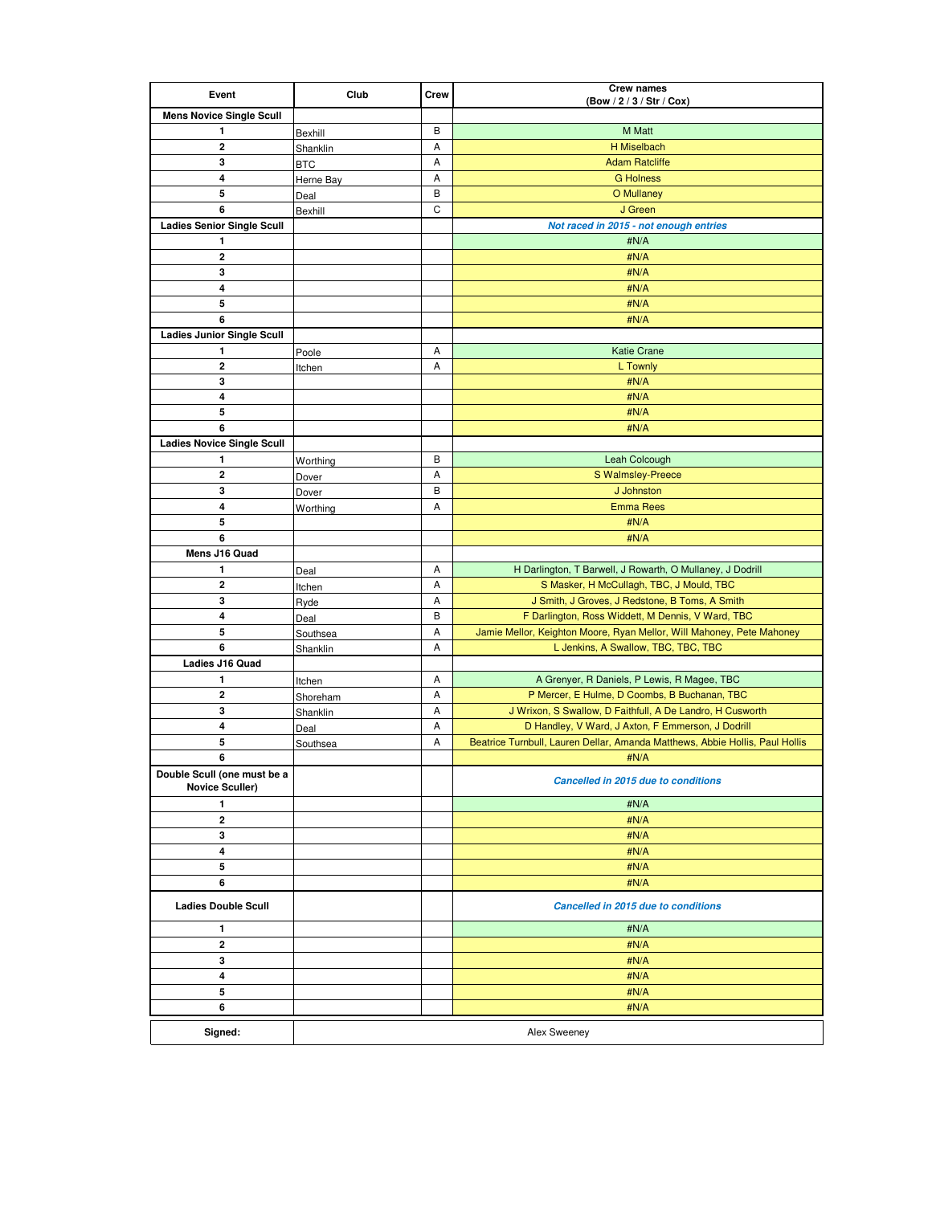| Event | Club | Crew | Crew names (Bow / 2 / 3 / Str / Cox) |
|---|---|---|---|
| **Mens Novice Single Scull** | | | |
| 1 | Bexhill | B | M Matt |
| 2 | Shanklin | A | H Miselbach |
| 3 | BTC | A | Adam Ratcliffe |
| 4 | Herne Bay | A | G Holness |
| 5 | Deal | B | O Mullaney |
| 6 | Bexhill | C | J Green |
| **Ladies Senior Single Scull** | | | ***Not raced in 2015 - not enough entries*** |
| 1 | | | #N/A |
| 2 | | | #N/A |
| 3 | | | #N/A |
| 4 | | | #N/A |
| 5 | | | #N/A |
| 6 | | | #N/A |
| **Ladies Junior Single Scull** | | | |
| 1 | Poole | A | Katie Crane |
| 2 | Itchen | A | L Townly |
| 3 | | | #N/A |
| 4 | | | #N/A |
| 5 | | | #N/A |
| 6 | | | #N/A |
| **Ladies Novice Single Scull** | | | |
| 1 | Worthing | B | Leah Colcough |
| 2 | Dover | A | S Walmsley-Preece |
| 3 | Dover | B | J Johnston |
| 4 | Worthing | A | Emma Rees |
| 5 | | | #N/A |
| 6 | | | #N/A |
| **Mens J16 Quad** | | | |
| 1 | Deal | A | H Darlington, T Barwell, J Rowarth, O Mullaney, J Dodrill |
| 2 | Itchen | A | S Masker, H McCullagh, TBC, J Mould, TBC |
| 3 | Ryde | A | J Smith, J Groves, J Redstone, B Toms, A Smith |
| 4 | Deal | B | F Darlington, Ross Widdett, M Dennis, V Ward, TBC |
| 5 | Southsea | A | Jamie Mellor, Keighton Moore, Ryan Mellor, Will Mahoney, Pete Mahoney |
| 6 | Shanklin | A | L Jenkins, A Swallow, TBC, TBC, TBC |
| **Ladies J16 Quad** | | | |
| 1 | Itchen | A | A Grenyer, R Daniels, P Lewis, R Magee, TBC |
| 2 | Shoreham | A | P Mercer, E Hulme, D Coombs, B Buchanan, TBC |
| 3 | Shanklin | A | J Wrixon, S Swallow, D Faithfull, A De Landro, H Cusworth |
| 4 | Deal | A | D Handley, V Ward, J Axton, F Emmerson, J Dodrill |
| 5 | Southsea | A | Beatrice Turnbull, Lauren Dellar, Amanda Matthews, Abbie Hollis, Paul Hollis |
| 6 | | | #N/A |
| **Double Scull (one must be a Novice Sculler)** | | | ***Cancelled in 2015 due to conditions*** |
| 1 | | | #N/A |
| 2 | | | #N/A |
| 3 | | | #N/A |
| 4 | | | #N/A |
| 5 | | | #N/A |
| 6 | | | #N/A |
| **Ladies Double Scull** | | | ***Cancelled in 2015 due to conditions*** |
| 1 | | | #N/A |
| 2 | | | #N/A |
| 3 | | | #N/A |
| 4 | | | #N/A |
| 5 | | | #N/A |
| 6 | | | #N/A |

| | |
|---|---|
| **Signed:** | Alex Sweeney |